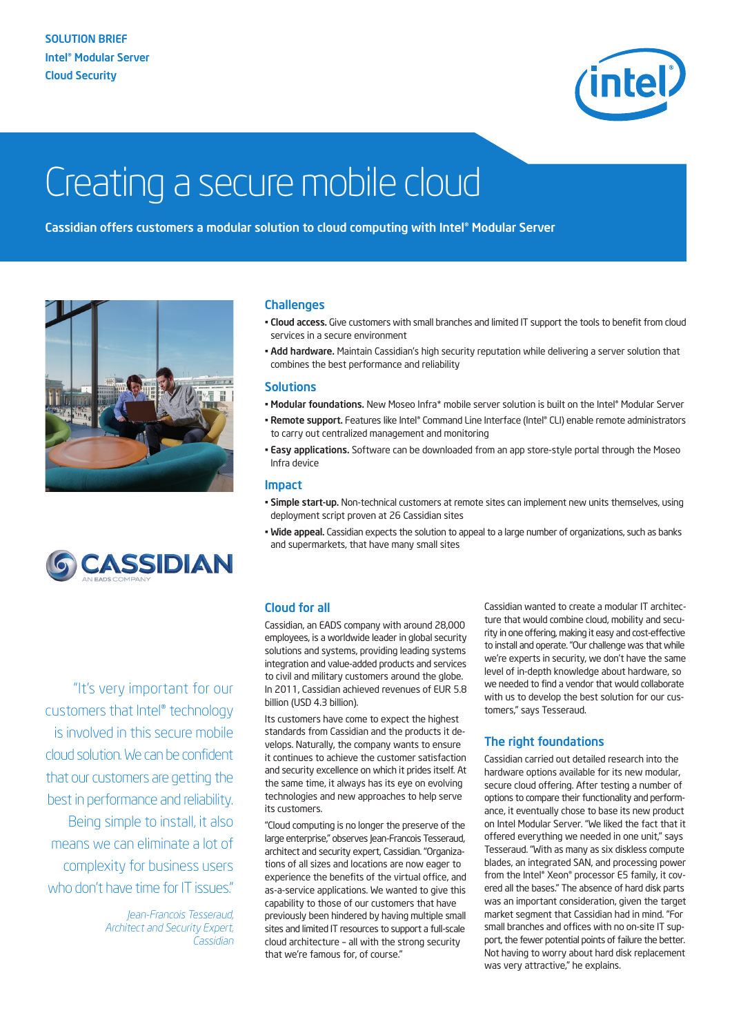SOLUTION BRIEF
Intel® Modular Server
Cloud Security

# Creating a secure mobile cloud

**Cassidian offers customers a modular solution to cloud computing with Intel® Modular Server**

## Challenges

- **Cloud access.** Give customers with small branches and limited IT support the tools to benefit from cloud services in a secure environment
- **Add hardware.** Maintain Cassidian's high security reputation while delivering a server solution that combines the best performance and reliability

## Solutions

- **Modular foundations.** New Moseo Infra* mobile server solution is built on the Intel® Modular Server
- **Remote support.** Features like Intel® Command Line Interface (Intel® CLI) enable remote administrators to carry out centralized management and monitoring
- **Easy applications.** Software can be downloaded from an app store-style portal through the Moseo Infra device

## Impact

- **Simple start-up.** Non-technical customers at remote sites can implement new units themselves, using deployment script proven at 26 Cassidian sites
- **Wide appeal.** Cassidian expects the solution to appeal to a large number of organizations, such as banks and supermarkets, that have many small sites

> "It's very important for our customers that Intel® technology is involved in this secure mobile cloud solution. We can be confident that our customers are getting the best in performance and reliability. Being simple to install, it also means we can eliminate a lot of complexity for business users who don't have time for IT issues."
>
> *Jean-Francois Tesseraud, Architect and Security Expert, Cassidian*

## Cloud for all

Cassidian, an EADS company with around 28,000 employees, is a worldwide leader in global security solutions and systems, providing leading systems integration and value-added products and services to civil and military customers around the globe. In 2011, Cassidian achieved revenues of EUR 5.8 billion (USD 4.3 billion).

Its customers have come to expect the highest standards from Cassidian and the products it develops. Naturally, the company wants to ensure it continues to achieve the customer satisfaction and security excellence on which it prides itself. At the same time, it always has its eye on evolving technologies and new approaches to help serve its customers.

"Cloud computing is no longer the preserve of the large enterprise," observes Jean-Francois Tesseraud, architect and security expert, Cassidian. "Organizations of all sizes and locations are now eager to experience the benefits of the virtual office, and as-a-service applications. We wanted to give this capability to those of our customers that have previously been hindered by having multiple small sites and limited IT resources to support a full-scale cloud architecture – all with the strong security that we're famous for, of course."

Cassidian wanted to create a modular IT architecture that would combine cloud, mobility and security in one offering, making it easy and cost-effective to install and operate. "Our challenge was that while we're experts in security, we don't have the same level of in-depth knowledge about hardware, so we needed to find a vendor that would collaborate with us to develop the best solution for our customers," says Tesseraud.

## The right foundations

Cassidian carried out detailed research into the hardware options available for its new modular, secure cloud offering. After testing a number of options to compare their functionality and performance, it eventually chose to base its new product on Intel Modular Server. "We liked the fact that it offered everything we needed in one unit," says Tesseraud. "With as many as six diskless compute blades, an integrated SAN, and processing power from the Intel® Xeon® processor E5 family, it covered all the bases." The absence of hard disk parts was an important consideration, given the target market segment that Cassidian had in mind. "For small branches and offices with no on-site IT support, the fewer potential points of failure the better. Not having to worry about hard disk replacement was very attractive," he explains.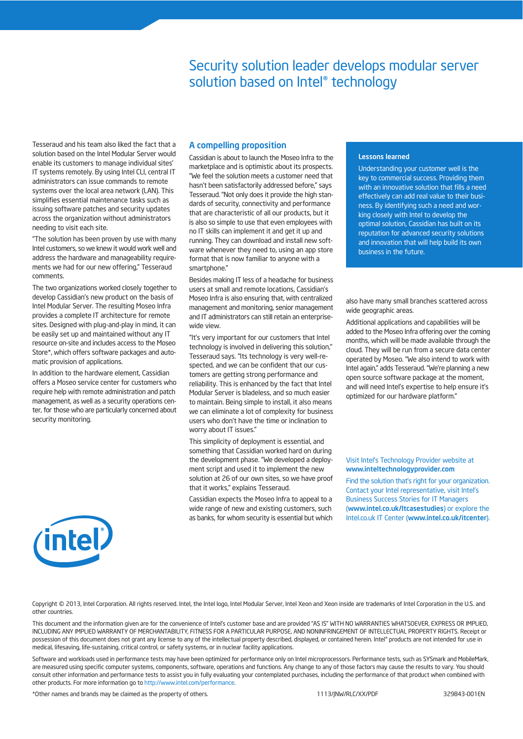# Security solution leader develops modular server solution based on Intel® technology

Tesseraud and his team also liked the fact that a solution based on the Intel Modular Server would enable its customers to manage individual sites' IT systems remotely. By using Intel CLI, central IT administrators can issue commands to remote systems over the local area network (LAN). This simplifies essential maintenance tasks such as issuing software patches and security updates across the organization without administrators needing to visit each site.

"The solution has been proven by use with many Intel customers, so we knew it would work well and address the hardware and manageability requirements we had for our new offering," Tesseraud comments.

The two organizations worked closely together to develop Cassidian's new product on the basis of Intel Modular Server. The resulting Moseo Infra provides a complete IT architecture for remote sites. Designed with plug-and-play in mind, it can be easily set up and maintained without any IT resource on-site and includes access to the Moseo Store*, which offers software packages and automatic provision of applications.

In addition to the hardware element, Cassidian offers a Moseo service center for customers who require help with remote administration and patch management, as well as a security operations center, for those who are particularly concerned about security monitoring.

## A compelling proposition

Cassidian is about to launch the Moseo Infra to the marketplace and is optimistic about its prospects. "We feel the solution meets a customer need that hasn't been satisfactorily addressed before," says Tesseraud. "Not only does it provide the high standards of security, connectivity and performance that are characteristic of all our products, but it is also so simple to use that even employees with no IT skills can implement it and get it up and running. They can download and install new software whenever they need to, using an app store format that is now familiar to anyone with a smartphone."

Besides making IT less of a headache for business users at small and remote locations, Cassidian's Moseo Infra is also ensuring that, with centralized management and monitoring, senior management and IT administrators can still retain an enterprise-wide view.

"It's very important for our customers that Intel technology is involved in delivering this solution," Tesseraud says. "Its technology is very well-respected, and we can be confident that our customers are getting strong performance and reliability. This is enhanced by the fact that Intel Modular Server is bladeless, and so much easier to maintain. Being simple to install, it also means we can eliminate a lot of complexity for business users who don't have the time or inclination to worry about IT issues."

This simplicity of deployment is essential, and something that Cassidian worked hard on during the development phase. "We developed a deployment script and used it to implement the new solution at 26 of our own sites, so we have proof that it works," explains Tesseraud.

Cassidian expects the Moseo Infra to appeal to a wide range of new and existing customers, such as banks, for whom security is essential but which also have many small branches scattered across wide geographic areas.

Additional applications and capabilities will be added to the Moseo Infra offering over the coming months, which will be made available through the cloud. They will be run from a secure data center operated by Moseo. "We also intend to work with Intel again," adds Tesseraud. "We're planning a new open source software package at the moment, and will need Intel's expertise to help ensure it's optimized for our hardware platform."

### Lessons learned

Understanding your customer well is the key to commercial success. Providing them with an innovative solution that fills a need effectively can add real value to their business. By identifying such a need and working closely with Intel to develop the optimal solution, Cassidian has built on its reputation for advanced security solutions and innovation that will help build its own business in the future.

Visit Intel's Technology Provider website at **www.inteltechnologyprovider.com**

Find the solution that's right for your organization. Contact your Intel representative, visit Intel's Business Success Stories for IT Managers (**www.intel.co.uk/Itcasestudies**) or explore the Intel.co.uk IT Center (**www.intel.co.uk/itcenter**).

Copyright © 2013, Intel Corporation. All rights reserved. Intel, the Intel logo, Intel Modular Server, Intel Xeon and Xeon inside are trademarks of Intel Corporation in the U.S. and other countries.

This document and the information given are for the convenience of Intel's customer base and are provided "AS IS" WITH NO WARRANTIES WHATSOEVER, EXPRESS OR IMPLIED, INCLUDING ANY IMPLIED WARRANTY OF MERCHANTABILITY, FITNESS FOR A PARTICULAR PURPOSE, AND NONINFRINGEMENT OF INTELLECTUAL PROPERTY RIGHTS. Receipt or possession of this document does not grant any license to any of the intellectual property described, displayed, or contained herein. Intel® products are not intended for use in medical, lifesaving, life-sustaining, critical control, or safety systems, or in nuclear facility applications.

Software and workloads used in performance tests may have been optimized for performance only on Intel microprocessors. Performance tests, such as SYSmark and MobileMark, are measured using specific computer systems, components, software, operations and functions. Any change to any of those factors may cause the results to vary. You should consult other information and performance tests to assist you in fully evaluating your contemplated purchases, including the performance of that product when combined with other products. For more information go to http://www.intel.com/performance.

*Other names and brands may be claimed as the property of others. 1113/JNW/RLC/XX/PDF 329843-001EN